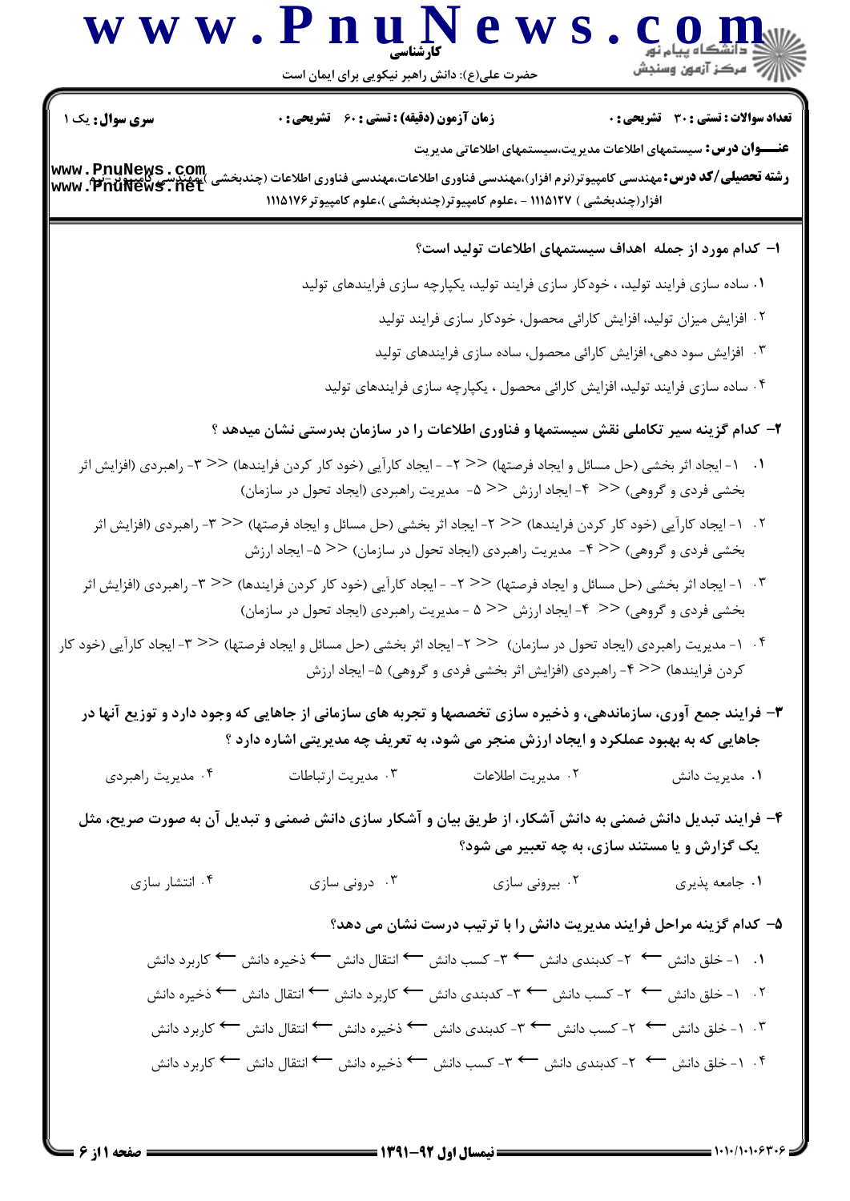کارشناسی

حضرت علی(ع): دانش راهبر نیکویی برای ایمان است

**سری سوال:** یک ۱ | **زمان آزمون (دقیقه) : تستی :** ۶۰ **تشریحی :** ۰ | **تعداد سوالات : تستی :** ۳۰ **تشریحی :** ۰

**عنـــوان درس:** سیستمهای اطلاعات مدیریت،سیستمهای اطلاعاتی مدیریت

**رشته تحصیلی/کد درس:** مهندسی کامپیوتر(نرم افزار)،مهندسی فناوری اطلاعات،مهندسی فناوری اطلاعات (چندبخشی )،مهندسی کامپیوتر-نرم افزار(چندبخشی ) ۱۱۱۵۱۲۷ - ،علوم کامپیوتر(چندبخشی )،علوم کامپیوتر۱۱۱۵۱۷۶

**۱- کدام مورد از جمله اهداف سیستمهای اطلاعات تولید است؟**

۱. ساده سازی فرایند تولید، ، خودکار سازی فرایند تولید، یکپارچه سازی فرایندهای تولید

۲. افزایش میزان تولید، افزایش کارائی محصول، خودکار سازی فرایند تولید

۳. افزایش سود دهی، افزایش کارائی محصول، ساده سازی فرایندهای تولید

۴. ساده سازی فرایند تولید، افزایش کارائی محصول ، یکپارچه سازی فرایندهای تولید

**۲- کدام گزینه سیر تکاملی نقش سیستمها و فناوری اطلاعات را در سازمان بدرستی نشان میدهد ؟**

۱. ۱- ایجاد اثر بخشی (حل مسائل و ایجاد فرصتها) << ۲- - ایجاد کارآیی (خود کار کردن فرایندها) << ۳- راهبردی (افزایش اثر بخشی فردی و گروهی) << ۴- ایجاد ارزش << ۵- مدیریت راهبردی (ایجاد تحول در سازمان)

۲. ۱- ایجاد کارآیی (خود کار کردن فرایندها) << ۲- ایجاد اثر بخشی (حل مسائل و ایجاد فرصتها) << ۳- راهبردی (افزایش اثر بخشی فردی و گروهی) << ۴- مدیریت راهبردی (ایجاد تحول در سازمان) << ۵- ایجاد ارزش

۳. ۱- ایجاد اثر بخشی (حل مسائل و ایجاد فرصتها) << ۲- - ایجاد کارآیی (خود کار کردن فرایندها) << ۳- راهبردی (افزایش اثر بخشی فردی و گروهی) << ۴- ایجاد ارزش << ۵ - مدیریت راهبردی (ایجاد تحول در سازمان)

۴. ۱- مدیریت راهبردی (ایجاد تحول در سازمان) << ۲- ایجاد اثر بخشی (حل مسائل و ایجاد فرصتها) << ۳- ایجاد کارآیی (خود کار کردن فرایندها) << ۴- راهبردی (افزایش اثر بخشی فردی و گروهی) ۵- ایجاد ارزش

**۳- فرایند جمع آوری، سازماندهی، و ذخیره سازی تخصصها و تجربه های سازمانی از جاهایی که وجود دارد و توزیع آنها در جاهایی که به بهبود عملکرد و ایجاد ارزش منجر می شود، به تعریف چه مدیریتی اشاره دارد ؟**

۱. مدیریت دانش ۲. مدیریت اطلاعات ۳. مدیریت ارتباطات ۴. مدیریت راهبردی

**۴- فرایند تبدیل دانش ضمنی به دانش آشکار، از طریق بیان و آشکار سازی دانش ضمنی و تبدیل آن به صورت صریح، مثل یک گزارش و یا مستند سازی، به چه تعبیر می شود؟**

۱. جامعه پذیری ۲. بیرونی سازی ۳. درونی سازی ۴. انتشار سازی

**۵- کدام گزینه مراحل فرایند مدیریت دانش را با ترتیب درست نشان می دهد؟**

۱. ۱- خلق دانش ← ۲- کدبندی دانش ← ۳- کسب دانش ← انتقال دانش ← ذخیره دانش ← کاربرد دانش

۲. ۱- خلق دانش ← ۲- کسب دانش ← ۳- کدبندی دانش ← کاربرد دانش ← انتقال دانش ← ذخیره دانش

۳. ۱- خلق دانش ← ۲- کسب دانش ← ۳- کدبندی دانش ← ذخیره دانش ← انتقال دانش ← کاربرد دانش

۴. ۱- خلق دانش ← ۲- کدبندی دانش ← ۳- کسب دانش ← ذخیره دانش ← انتقال دانش ← کاربرد دانش

نیمسال اول ۹۲-۱۳۹۱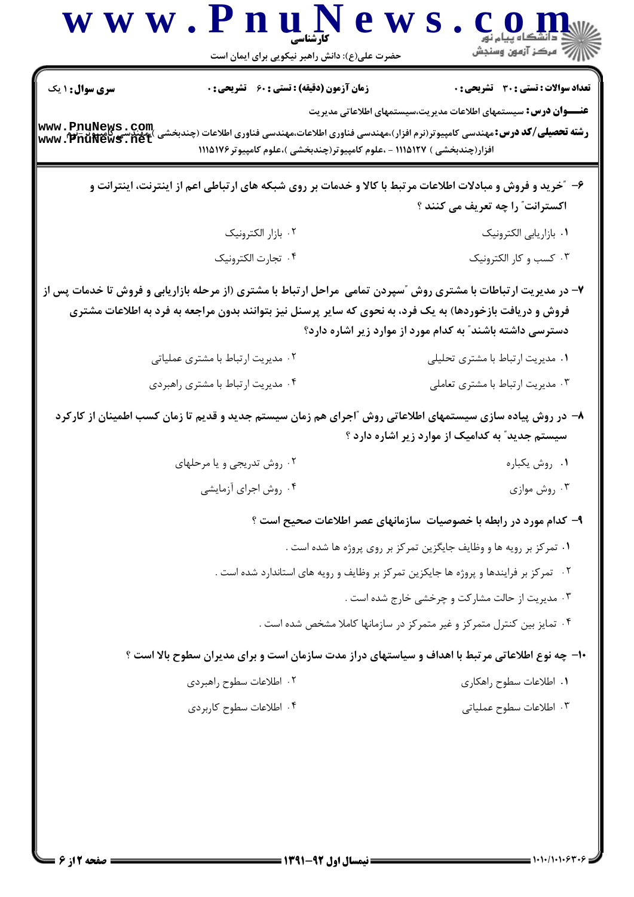**سری سوال:** ۱ یک

**زمان آزمون (دقیقه) : تستی :** ۶۰ **تشریحی :** ۰

**تعداد سوالات : تستی :** ۳۰ **تشریحی :** ۰

**عنـــوان درس:** سیستمهای اطلاعات مدیریت،سیستمهای اطلاعاتی مدیریت

**رشته تحصیلی/کد درس:** مهندسی کامپیوتر(نرم افزار)،مهندسی فناوری اطلاعات،مهندسی فناوری اطلاعات (چندبخشی )،مهندسی کامپیوتر-نرم افزار(چندبخشی ) ۱۱۱۵۱۲۷ - ،علوم کامپیوتر(چندبخشی )،علوم کامپیوتر ۱۱۱۵۱۷۶

---

۶- "خرید و فروش و مبادلات اطلاعات مرتبط با کالا و خدمات بر روی شبکه های ارتباطی اعم از اینترنت، اینترانت و اکسترانت" را چه تعریف می کنند ؟

۱. بازاریابی الکترونیک

۲. بازار الکترونیک

۳. کسب و کار الکترونیک

۴. تجارت الکترونیک

۷- در مدیریت ارتباطات با مشتری روش "سپردن تمامی مراحل ارتباط با مشتری (از مرحله بازاریابی و فروش تا خدمات پس از فروش و دریافت بازخوردها) به یک فرد، به نحوی که سایر پرسنل نیز بتوانند بدون مراجعه به فرد به اطلاعات مشتری دسترسی داشته باشند" به کدام مورد از موارد زیر اشاره دارد؟

۱. مدیریت ارتباط با مشتری تحلیلی

۲. مدیریت ارتباط با مشتری عملیاتی

۳. مدیریت ارتباط با مشتری تعاملی

۴. مدیریت ارتباط با مشتری راهبردی

۸- در روش پیاده سازی سیستمهای اطلاعاتی روش "اجرای هم زمان سیستم جدید و قدیم تا زمان کسب اطمینان از کارکرد سیستم جدید" به کدامیک از موارد زیر اشاره دارد ؟

۱. روش یکباره

۲. روش تدریجی و یا مرحلهای

۳. روش موازی

۴. روش اجرای آزمایشی

۹- کدام مورد در رابطه با خصوصیات سازمانهای عصر اطلاعات صحیح است ؟

۱. تمرکز بر رویه ها و وظایف جایگزین تمرکز بر روی پروژه ها شده است .

۲. تمرکز بر فرایندها و پروژه ها جایگزین تمرکز بر وظایف و رویه های استاندارد شده است .

۳. مدیریت از حالت مشارکت و چرخشی خارج شده است .

۴. تمایز بین کنترل متمرکز و غیر متمرکز در سازمانها کاملا مشخص شده است .

۱۰- چه نوع اطلاعاتی مرتبط با اهداف و سیاستهای دراز مدت سازمان است و برای مدیران سطوح بالا است ؟

۱. اطلاعات سطوح راهکاری

۲. اطلاعات سطوح راهبردی

۳. اطلاعات سطوح عملیاتی

۴. اطلاعات سطوح کاربردی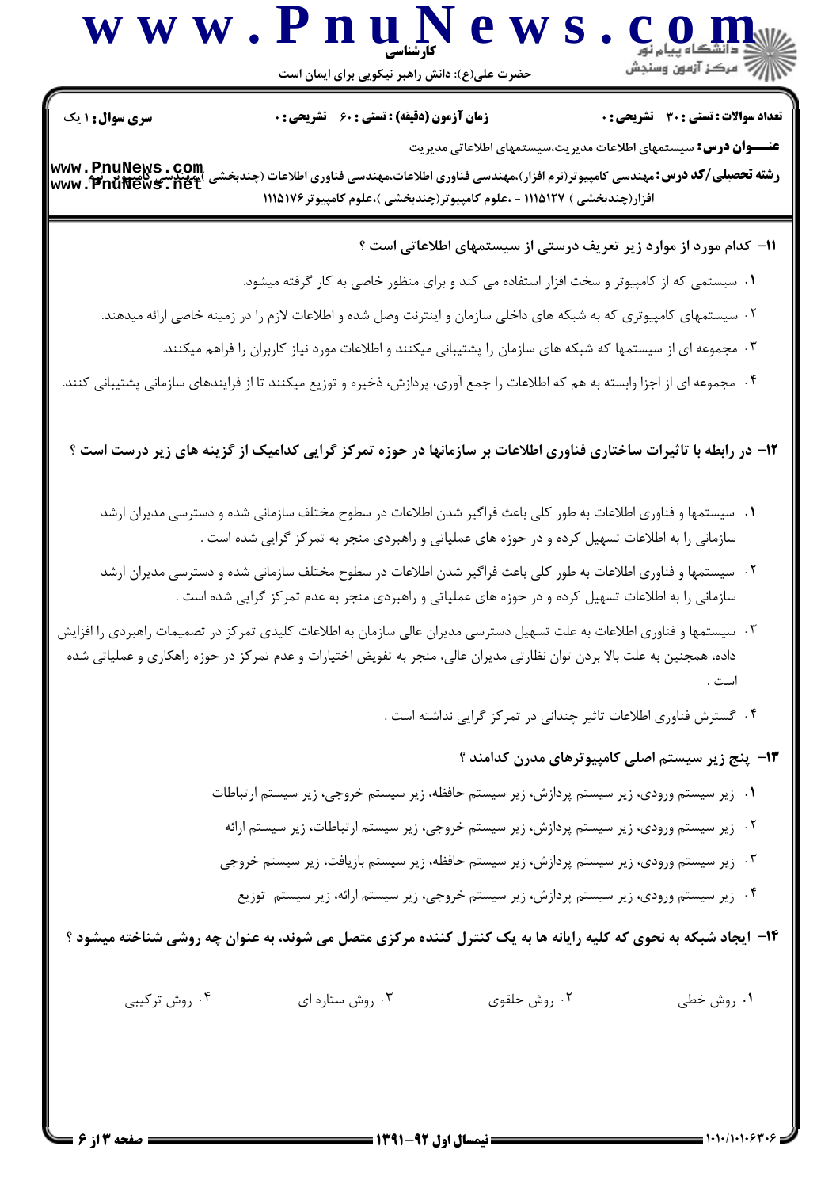**تعداد سوالات : تستی : ۳۰ تشریحی : ۰** | **زمان آزمون (دقیقه) : تستی : ۶۰ تشریحی : ۰** | **سری سوال : ۱ یک**

**عنـــوان درس :** سیستمهای اطلاعات مدیریت،سیستمهای اطلاعاتی مدیریت

**رشته تحصیلی/کد درس :** مهندسی کامپیوتر(نرم افزار)،مهندسی فناوری اطلاعات،مهندسی فناوری اطلاعات (چندبخشی )،مهندسی کامپیوتر-نرم افزار(چندبخشی ) ۱۱۱۵۱۲۷ - ،علوم کامپیوتر(چندبخشی )،علوم کامپیوتر ۱۱۱۵۱۷۶

**۱۱- کدام مورد از موارد زیر تعریف درستی از سیستمهای اطلاعاتی است ؟**

۱. سیستمی که از کامپیوتر و سخت افزار استفاده می کند و برای منظور خاصی به کار گرفته میشود.

۲. سیستمهای کامپیوتری که به شبکه های داخلی سازمان و اینترنت وصل شده و اطلاعات لازم را در زمینه خاصی ارائه میدهند.

۳. مجموعه ای از سیستمها که شبکه های سازمان را پشتیبانی میکنند و اطلاعات مورد نیاز کاربران را فراهم میکنند.

۴. مجموعه ای از اجزا وابسته به هم که اطلاعات را جمع آوری، پردازش، ذخیره و توزیع میکنند تا از فرایندهای سازمانی پشتیبانی کنند.

**۱۲- در رابطه با تاثیرات ساختاری فناوری اطلاعات بر سازمانها در حوزه تمرکز گرایی کدامیک از گزینه های زیر درست است ؟**

۱. سیستمها و فناوری اطلاعات به طور کلی باعث فراگیر شدن اطلاعات در سطوح مختلف سازمانی شده و دسترسی مدیران ارشد سازمانی را به اطلاعات تسهیل کرده و در حوزه های عملیاتی و راهبردی منجر به تمرکز گرایی شده است .

۲. سیستمها و فناوری اطلاعات به طور کلی باعث فراگیر شدن اطلاعات در سطوح مختلف سازمانی شده و دسترسی مدیران ارشد سازمانی را به اطلاعات تسهیل کرده و در حوزه های عملیاتی و راهبردی منجر به عدم تمرکز گرایی شده است .

۳. سیستمها و فناوری اطلاعات به علت تسهیل دسترسی مدیران عالی سازمان به اطلاعات کلیدی تمرکز در تصمیمات راهبردی را افزایش داده، همچنین به علت بالا بردن توان نظارتی مدیران عالی، منجر به تفویض اختیارات و عدم تمرکز در حوزه راهکاری و عملیاتی شده است .

۴. گسترش فناوری اطلاعات تاثیر چندانی در تمرکز گرایی نداشته است .

**۱۳- پنج زیر سیستم اصلی کامپیوترهای مدرن کدامند ؟**

۱. زیر سیستم ورودی، زیر سیستم پردازش، زیر سیستم حافظه، زیر سیستم خروجی، زیر سیستم ارتباطات

۲. زیر سیستم ورودی، زیر سیستم پردازش، زیر سیستم خروجی، زیر سیستم ارتباطات، زیر سیستم ارائه

۳. زیر سیستم ورودی، زیر سیستم پردازش، زیر سیستم حافظه، زیر سیستم بازیافت، زیر سیستم خروجی

۴. زیر سیستم ورودی، زیر سیستم پردازش، زیر سیستم خروجی، زیر سیستم ارائه، زیر سیستم توزیع

**۱۴- ایجاد شبکه به نحوی که کلیه رایانه ها به یک کنترل کننده مرکزی متصل می شوند، به عنوان چه روشی شناخته میشود ؟**

۱. روش خطی ۲. روش حلقوی ۳. روش ستاره ای ۴. روش ترکیبی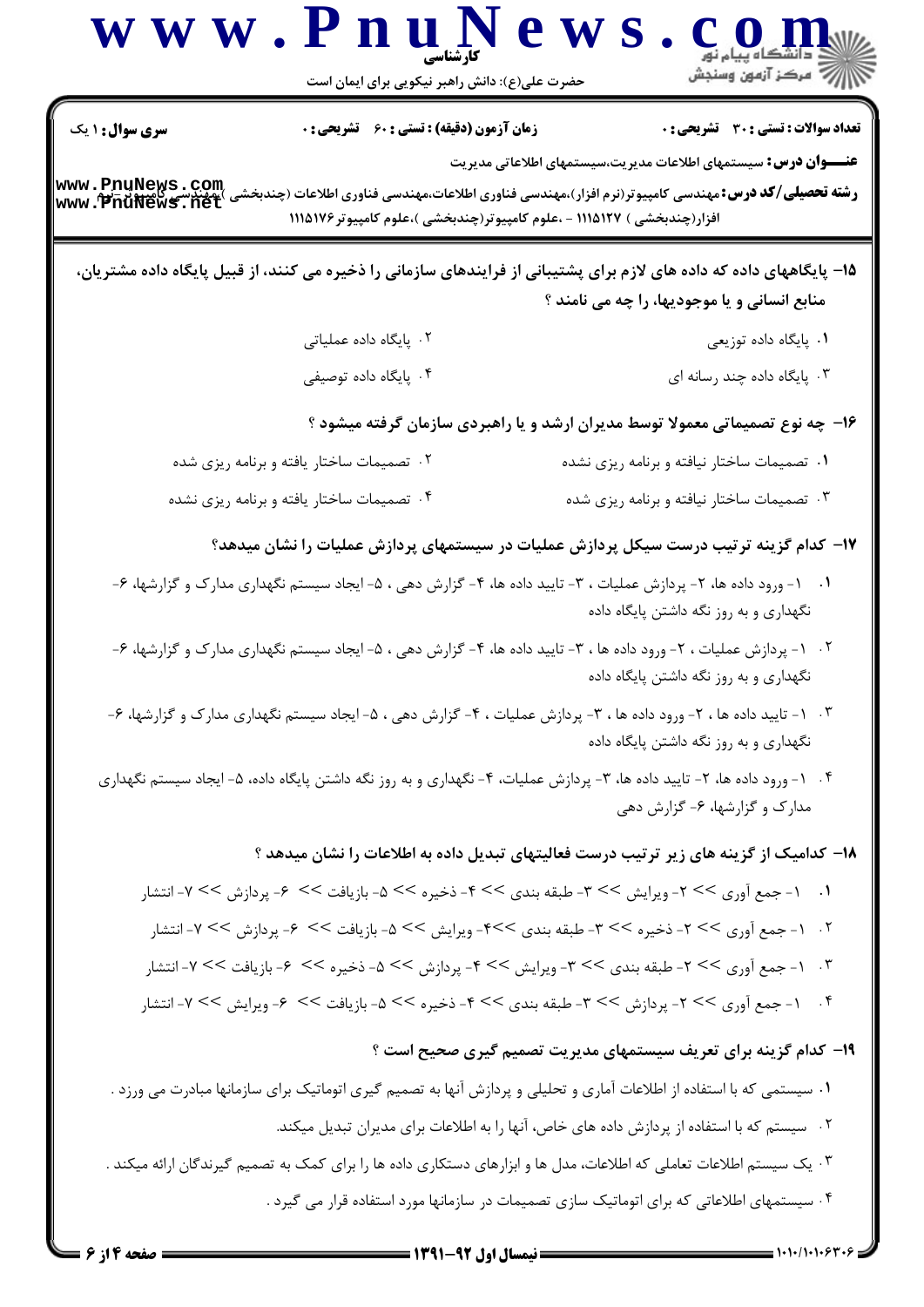**سری سوال:** ۱ یک

**زمان آزمون (دقیقه) : تستی : ۶۰ تشریحی : ۰**

**تعداد سوالات : تستی : ۳۰ تشریحی : ۰**

**عنـــوان درس:** سیستمهای اطلاعات مدیریت،سیستمهای اطلاعاتی مدیریت

**رشته تحصیلی/کد درس:** مهندسی کامپیوتر(نرم افزار)،مهندسی فناوری اطلاعات،مهندسی فناوری اطلاعات (چندبخشی )،مهندسی کامپیوتر-نرم افزار(چندبخشی ) ۱۱۱۵۱۲۷ - ،علوم کامپیوتر(چندبخشی )،علوم کامپیوتر۱۱۱۵۱۷۶

**۱۵- پایگاههای داده که داده های لازم برای پشتیبانی از فرایندهای سازمانی را ذخیره می کنند، از قبیل پایگاه داده مشتریان، منابع انسانی و یا موجودیها، را چه می نامند ؟**

۱. پایگاه داده توزیعی

۲. پایگاه داده عملیاتی

۳. پایگاه داده چند رسانه ای

۴. پایگاه داده توصیفی

**۱۶- چه نوع تصمیماتی معمولا توسط مدیران ارشد و یا راهبردی سازمان گرفته میشود ؟**

۱. تصمیمات ساختار نیافته و برنامه ریزی نشده

۲. تصمیمات ساختار یافته و برنامه ریزی شده

۳. تصمیمات ساختار نیافته و برنامه ریزی شده

۴. تصمیمات ساختار یافته و برنامه ریزی نشده

**۱۷- کدام گزینه ترتیب درست سیکل پردازش عملیات در سیستمهای پردازش عملیات را نشان میدهد؟**

۱. ۱- ورود داده ها، ۲- پردازش عملیات ، ۳- تایید داده ها، ۴- گزارش دهی ، ۵- ایجاد سیستم نگهداری مدارک و گزارشها، ۶- نگهداری و به روز نگه داشتن پایگاه داده

۲. ۱- پردازش عملیات ، ۲- ورود داده ها ، ۳- تایید داده ها، ۴- گزارش دهی ، ۵- ایجاد سیستم نگهداری مدارک و گزارشها، ۶- نگهداری و به روز نگه داشتن پایگاه داده

۳. ۱- تایید داده ها ، ۲- ورود داده ها ، ۳- پردازش عملیات ، ۴- گزارش دهی ، ۵- ایجاد سیستم نگهداری مدارک و گزارشها، ۶- نگهداری و به روز نگه داشتن پایگاه داده

۴. ۱- ورود داده ها، ۲- تایید داده ها، ۳- پردازش عملیات، ۴- نگهداری و به روز نگه داشتن پایگاه داده، ۵- ایجاد سیستم نگهداری مدارک و گزارشها، ۶- گزارش دهی

**۱۸- کدامیک از گزینه های زیر ترتیب درست فعالیتهای تبدیل داده به اطلاعات را نشان میدهد ؟**

۱. ۱- جمع آوری >> ۲- ویرایش >> ۳- طبقه بندی >> ۴- ذخیره >> ۵- بازیافت >> ۶- پردازش >> ۷- انتشار

۲. ۱- جمع آوری >> ۲- ذخیره >> ۳- طبقه بندی >> ۴- ویرایش >> ۵- بازیافت >> ۶- پردازش >> ۷- انتشار

۳. ۱- جمع آوری >> ۲- طبقه بندی >> ۳- ویرایش >> ۴- پردازش >> ۵- ذخیره >> ۶- بازیافت >> ۷- انتشار

۴. ۱- جمع آوری >> ۲- پردازش >> ۳- طبقه بندی >> ۴- ذخیره >> ۵- بازیافت >> ۶- ویرایش >> ۷- انتشار

**۱۹- کدام گزینه برای تعریف سیستمهای مدیریت تصمیم گیری صحیح است ؟**

۱. سیستمی که با استفاده از اطلاعات آماری و تحلیلی و پردازش آنها به تصمیم گیری اتوماتیک برای سازمانها مبادرت می ورزد .

۲. سیستم که با استفاده از پردازش داده های خاص، آنها را به اطلاعات برای مدیران تبدیل میکند.

۳. یک سیستم اطلاعات تعاملی که اطلاعات، مدل ها و ابزارهای دستکاری داده ها را برای کمک به تصمیم گیرندگان ارائه میکند .

۴. سیستمهای اطلاعاتی که برای اتوماتیک سازی تصمیمات در سازمانها مورد استفاده قرار می گیرد .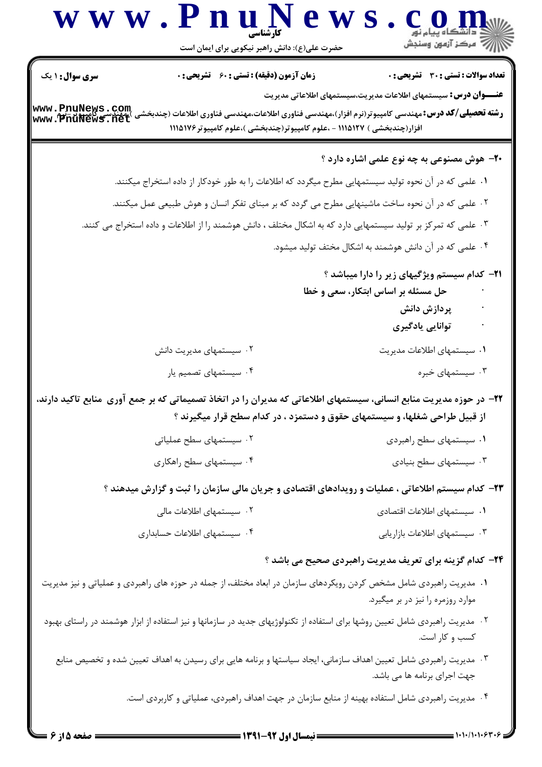**سری سوال:** ۱ یک　　**زمان آزمون (دقیقه) : تستی : ۶۰ تشریحی : ۰**　　**تعداد سوالات : تستی : ۳۰ تشریحی : ۰**

**عنـــوان درس:** سیستمهای اطلاعات مدیریت،سیستمهای اطلاعاتی مدیریت

**رشته تحصیلی/کد درس:** مهندسی کامپیوتر(نرم افزار)،مهندسی فناوری اطلاعات،مهندسی فناوری اطلاعات (چندبخشی )،مهندسی کامپیوتر-نرم افزار(چندبخشی ) ۱۱۱۵۱۲۷ - ،علوم کامپیوتر(چندبخشی )،علوم کامپیوتر۱۱۱۵۱۷۶

**۲۰- هوش مصنوعی به چه نوع علمی اشاره دارد ؟**

۱. علمی که در آن نحوه تولید سیستمهایی مطرح میگردد که اطلاعات را به طور خودکار از داده استخراج میکنند.

۲. علمی که در آن نحوه ساخت ماشینهایی مطرح می گردد که بر مبنای تفکر انسان و هوش طبیعی عمل میکنند.

۳. علمی که تمرکز بر تولید سیستمهایی دارد که به اشکال مختلف ، دانش هوشمند را از اطلاعات و داده استخراج می کنند.

۴. علمی که در آن دانش هوشمند به اشکال مختف تولید میشود.

**۲۱- کدام سیستم ویژگیهای زیر را دارا میباشد ؟**

- **حل مسئله بر اساس ابتکار، سعی و خطا**
- **پردازش دانش**
- **توانایی یادگیری**

۱. سیستمهای اطلاعات مدیریت　　۲. سیستمهای مدیریت دانش

۳. سیستمهای خبره　　۴. سیستمهای تصمیم یار

**۲۲- در حوزه مدیریت منابع انسانی، سیستمهای اطلاعاتی که مدیران را در اتخاذ تصمیماتی که بر جمع آوری منابع تاکید دارند، از قبیل طراحی شغلها، و سیستمهای حقوق و دستمزد ، در کدام سطح قرار میگیرند ؟**

۱. سیستمهای سطح راهبردی　　۲. سیستمهای سطح عملیاتی

۳. سیستمهای سطح بنیادی　　۴. سیستمهای سطح راهکاری

**۲۳- کدام سیستم اطلاعاتی ، عملیات و رویدادهای اقتصادی و جریان مالی سازمان را ثبت و گزارش میدهند ؟**

۱. سیستمهای اطلاعات اقتصادی　　۲. سیستمهای اطلاعات مالی

۳. سیستمهای اطلاعات بازاریابی　　۴. سیستمهای اطلاعات حسابداری

**۲۴- کدام گزینه برای تعریف مدیریت راهبردی صحیح می باشد ؟**

۱. مدیریت راهبردی شامل مشخص کردن رویکردهای سازمان در ابعاد مختلف، از جمله در حوزه های راهبردی و عملیاتی و نیز مدیریت موارد روزمره را نیز در بر میگیرد.

۲. مدیریت راهبردی شامل تعیین روشها برای استفاده از تکنولوژیهای جدید در سازمانها و نیز استفاده از ابزار هوشمند در راستای بهبود کسب و کار است.

۳. مدیریت راهبردی شامل تعیین اهداف سازمانی، ایجاد سیاستها و برنامه هایی برای رسیدن به اهداف تعیین شده و تخصیص منابع جهت اجرای برنامه ها می باشد.

۴. مدیریت راهبردی شامل استفاده بهینه از منابع سازمان در جهت اهداف راهبردی، عملیاتی و کاربردی است.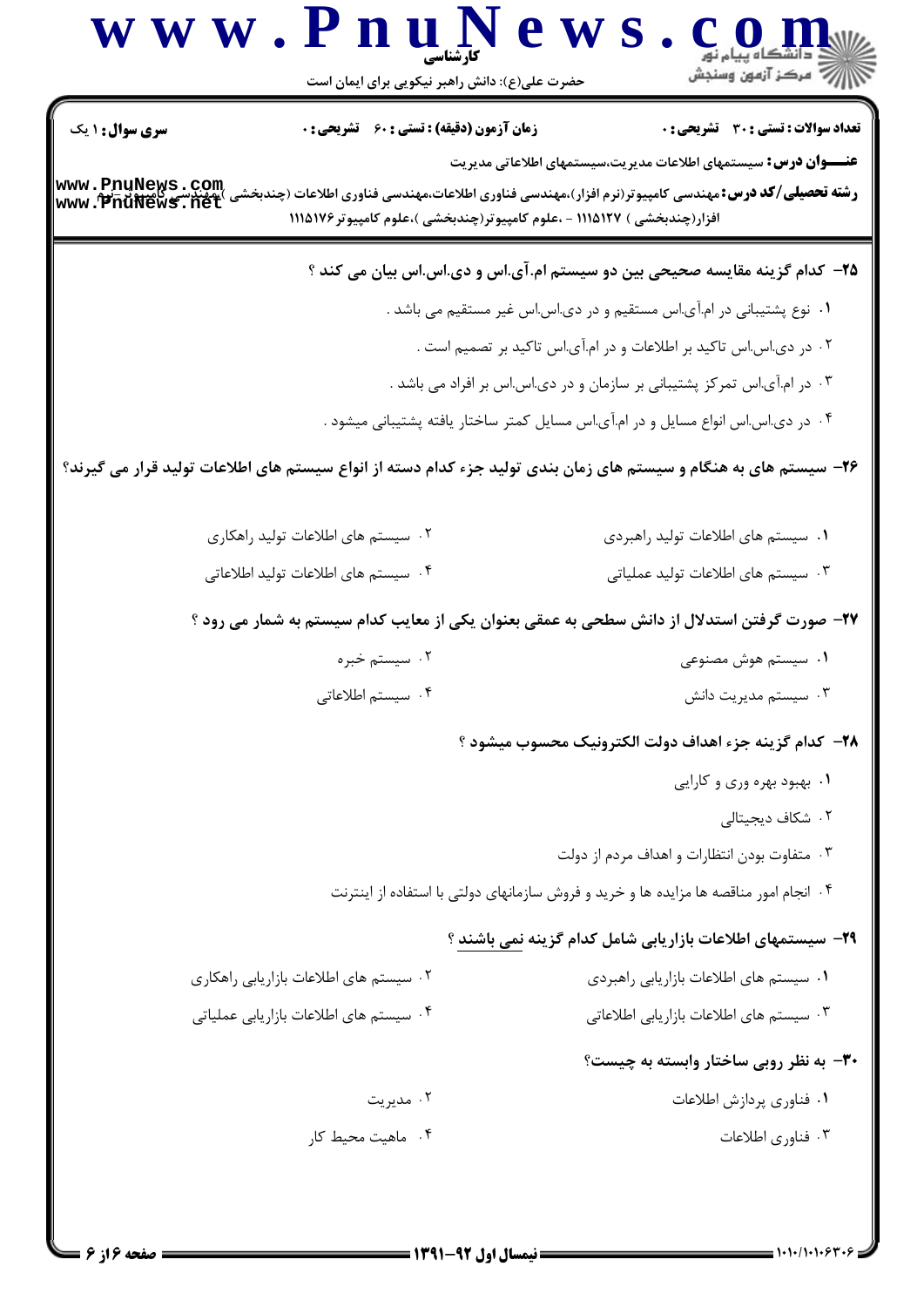**۲۵- کدام گزینه مقایسه صحیحی بین دو سیستم ام.آی.اس و دی.اس.اس بیان می کند ؟**

۱. نوع پشتیبانی در ام.آی.اس مستقیم و در دی.اس.اس غیر مستقیم می باشد .

۲. در دی.اس.اس تاکید بر اطلاعات و در ام.آی.اس تاکید بر تصمیم است .

۳. در ام.آی.اس تمرکز پشتیبانی بر سازمان و در دی.اس.اس بر افراد می باشد .

۴. در دی.اس.اس انواع مسایل و در ام.آی.اس مسایل کمتر ساختار یافته پشتیبانی میشود .

**۲۶- سیستم های به هنگام و سیستم های زمان بندی تولید جزء کدام دسته از انواع سیستم های اطلاعات تولید قرار می گیرند؟**

۱. سیستم های اطلاعات تولید راهبردی

۲. سیستم های اطلاعات تولید راهکاری

۳. سیستم های اطلاعات تولید عملیاتی

۴. سیستم های اطلاعات تولید اطلاعاتی

**۲۷- صورت گرفتن استدلال از دانش سطحی به عمقی بعنوان یکی از معایب کدام سیستم به شمار می رود ؟**

۱. سیستم هوش مصنوعی

۲. سیستم خبره

۳. سیستم مدیریت دانش

۴. سیستم اطلاعاتی

**۲۸- کدام گزینه جزء اهداف دولت الکترونیک محسوب میشود ؟**

۱. بهبود بهره وری و کارایی

۲. شکاف دیجیتالی

۳. متفاوت بودن انتظارات و اهداف مردم از دولت

۴. انجام امور مناقصه ها مزایده ها و خرید و فروش سازمانهای دولتی با استفاده از اینترنت

**۲۹- سیستمهای اطلاعات بازاریابی شامل کدام گزینه نمی باشند ؟**

۱. سیستم های اطلاعات بازاریابی راهبردی

۲. سیستم های اطلاعات بازاریابی راهکاری

۳. سیستم های اطلاعات بازاریابی اطلاعاتی

۴. سیستم های اطلاعات بازاریابی عملیاتی

**۳۰- به نظر روبی ساختار وابسته به چیست؟**

۱. فناوری پردازش اطلاعات

۲. مدیریت

۳. فناوری اطلاعات

۴. ماهیت محیط کار